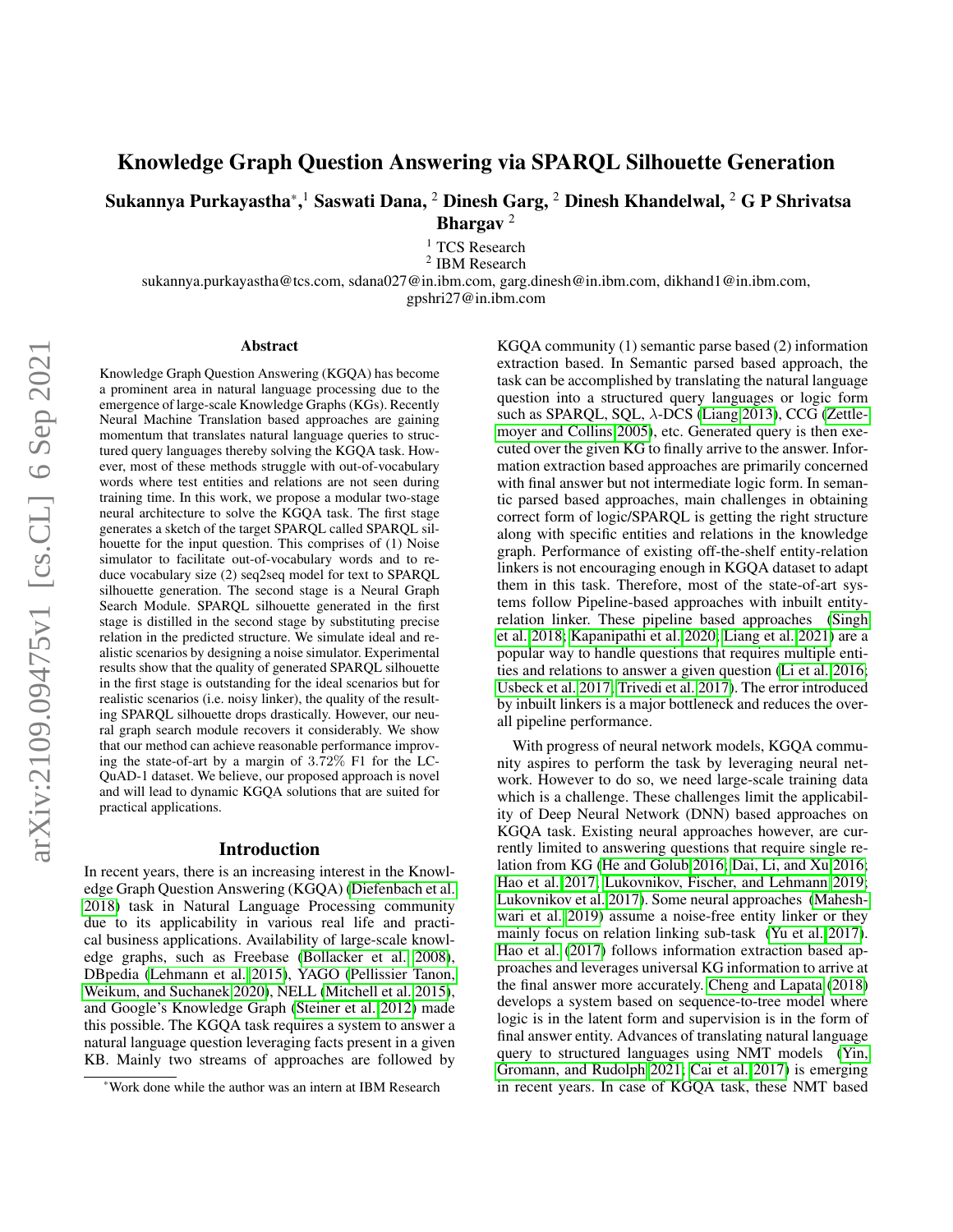# Knowledge Graph Question Answering via SPARQL Silhouette Generation

**Sukannya Purkayastha*,[1] Saswati Dana,[2] Dinesh Garg,[2] Dinesh Khandelwal,[2] G P Shrivatsa Bhargav[2]**

[1] TCS Research
[2] IBM Research

sukannya.purkayastha@tcs.com, sdana027@in.ibm.com, garg.dinesh@in.ibm.com, dikhand1@in.ibm.com, gpshri27@in.ibm.com

## Abstract

Knowledge Graph Question Answering (KGQA) has become a prominent area in natural language processing due to the emergence of large-scale Knowledge Graphs (KGs). Recently Neural Machine Translation based approaches are gaining momentum that translates natural language queries to structured query languages thereby solving the KGQA task. However, most of these methods struggle with out-of-vocabulary words where test entities and relations are not seen during training time. In this work, we propose a modular two-stage neural architecture to solve the KGQA task. The first stage generates a sketch of the target SPARQL called SPARQL silhouette for the input question. This comprises of (1) Noise simulator to facilitate out-of-vocabulary words and to reduce vocabulary size (2) seq2seq model for text to SPARQL silhouette generation. The second stage is a Neural Graph Search Module. SPARQL silhouette generated in the first stage is distilled in the second stage by substituting precise relation in the predicted structure. We simulate ideal and realistic scenarios by designing a noise simulator. Experimental results show that the quality of generated SPARQL silhouette in the first stage is outstanding for the ideal scenarios but for realistic scenarios (i.e. noisy linker), the quality of the resulting SPARQL silhouette drops drastically. However, our neural graph search module recovers it considerably. We show that our method can achieve reasonable performance improving the state-of-art by a margin of 3.72% F1 for the LC-QuAD-1 dataset. We believe, our proposed approach is novel and will lead to dynamic KGQA solutions that are suited for practical applications.

## Introduction

In recent years, there is an increasing interest in the Knowledge Graph Question Answering (KGQA) (Diefenbach et al. 2018) task in Natural Language Processing community due to its applicability in various real life and practical business applications. Availability of large-scale knowledge graphs, such as Freebase (Bollacker et al. 2008), DBpedia (Lehmann et al. 2015), YAGO (Pellissier Tanon, Weikum, and Suchanek 2020), NELL (Mitchell et al. 2015), and Google's Knowledge Graph (Steiner et al. 2012) made this possible. The KGQA task requires a system to answer a natural language question leveraging facts present in a given KB. Mainly two streams of approaches are followed by KGQA community (1) semantic parse based (2) information extraction based. In Semantic parsed based approach, the task can be accomplished by translating the natural language question into a structured query languages or logic form such as SPARQL, SQL, $\lambda$-DCS (Liang 2013), CCG (Zettlemoyer and Collins 2005), etc. Generated query is then executed over the given KG to finally arrive to the answer. Information extraction based approaches are primarily concerned with final answer but not intermediate logic form. In semantic parsed based approaches, main challenges in obtaining correct form of logic/SPARQL is getting the right structure along with specific entities and relations in the knowledge graph. Performance of existing off-the-shelf entity-relation linkers is not encouraging enough in KGQA dataset to adapt them in this task. Therefore, most of the state-of-art systems follow Pipeline-based approaches with inbuilt entity-relation linker. These pipeline based approaches (Singh et al. 2018; Kapanipathi et al. 2020; Liang et al. 2021) are a popular way to handle questions that requires multiple entities and relations to answer a given question (Li et al. 2016; Usbeck et al. 2017; Trivedi et al. 2017). The error introduced by inbuilt linkers is a major bottleneck and reduces the overall pipeline performance.

With progress of neural network models, KGQA community aspires to perform the task by leveraging neural network. However to do so, we need large-scale training data which is a challenge. These challenges limit the applicability of Deep Neural Network (DNN) based approaches on KGQA task. Existing neural approaches however, are currently limited to answering questions that require single relation from KG (He and Golub 2016; Dai, Li, and Xu 2016; Hao et al. 2017; Lukovnikov, Fischer, and Lehmann 2019; Lukovnikov et al. 2017). Some neural approaches (Maheshwari et al. 2019) assume a noise-free entity linker or they mainly focus on relation linking sub-task (Yu et al. 2017). Hao et al. (2017) follows information extraction based approaches and leverages universal KG information to arrive at the final answer more accurately. Cheng and Lapata (2018) develops a system based on sequence-to-tree model where logic is in the latent form and supervision is in the form of final answer entity. Advances of translating natural language query to structured languages using NMT models (Yin, Gromann, and Rudolph 2021; Cai et al. 2017) is emerging in recent years. In case of KGQA task, these NMT based

*Work done while the author was an intern at IBM Research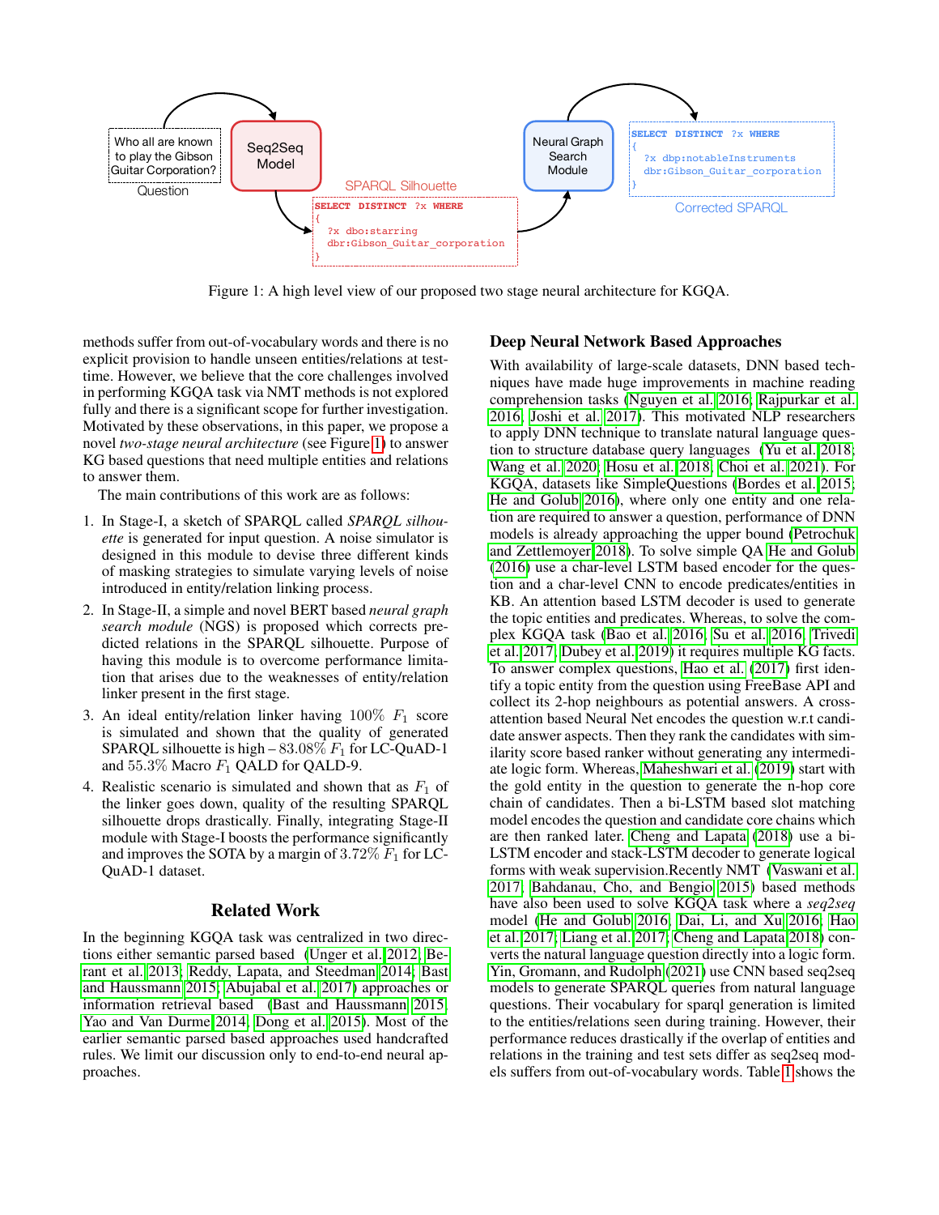Figure 1: A high level view of our proposed two stage neural architecture for KGQA.

methods suffer from out-of-vocabulary words and there is no explicit provision to handle unseen entities/relations at test-time. However, we believe that the core challenges involved in performing KGQA task via NMT methods is not explored fully and there is a significant scope for further investigation. Motivated by these observations, in this paper, we propose a novel *two-stage neural architecture* (see Figure 1) to answer KG based questions that need multiple entities and relations to answer them.

The main contributions of this work are as follows:

1. In Stage-I, a sketch of SPARQL called *SPARQL silhouette* is generated for input question. A noise simulator is designed in this module to devise three different kinds of masking strategies to simulate varying levels of noise introduced in entity/relation linking process.
2. In Stage-II, a simple and novel BERT based *neural graph search module* (NGS) is proposed which corrects predicted relations in the SPARQL silhouette. Purpose of having this module is to overcome performance limitation that arises due to the weaknesses of entity/relation linker present in the first stage.
3. An ideal entity/relation linker having $100\%$ $F_1$ score is simulated and shown that the quality of generated SPARQL silhouette is high – $83.08\%$ $F_1$ for LC-QuAD-1 and $55.3\%$ Macro $F_1$ QALD for QALD-9.
4. Realistic scenario is simulated and shown that as $F_1$ of the linker goes down, quality of the resulting SPARQL silhouette drops drastically. Finally, integrating Stage-II module with Stage-I boosts the performance significantly and improves the SOTA by a margin of $3.72\%$ $F_1$ for LC-QuAD-1 dataset.

## Related Work

In the beginning KGQA task was centralized in two directions either semantic parsed based (Unger et al. 2012; Berant et al. 2013; Reddy, Lapata, and Steedman 2014; Bast and Haussmann 2015; Abujabal et al. 2017) approaches or information retrieval based (Bast and Haussmann 2015; Yao and Van Durme 2014; Dong et al. 2015). Most of the earlier semantic parsed based approaches used handcrafted rules. We limit our discussion only to end-to-end neural approaches.

### Deep Neural Network Based Approaches

With availability of large-scale datasets, DNN based techniques have made huge improvements in machine reading comprehension tasks (Nguyen et al. 2016; Rajpurkar et al. 2016; Joshi et al. 2017). This motivated NLP researchers to apply DNN technique to translate natural language question to structure database query languages (Yu et al. 2018; Wang et al. 2020; Hosu et al. 2018; Choi et al. 2021). For KGQA, datasets like SimpleQuestions (Bordes et al. 2015; He and Golub 2016), where only one entity and one relation are required to answer a question, performance of DNN models is already approaching the upper bound (Petrochuk and Zettlemoyer 2018). To solve simple QA He and Golub (2016) use a char-level LSTM based encoder for the question and a char-level CNN to encode predicates/entities in KB. An attention based LSTM decoder is used to generate the topic entities and predicates. Whereas, to solve the complex KGQA task (Bao et al. 2016; Su et al. 2016; Trivedi et al. 2017; Dubey et al. 2019) it requires multiple KG facts. To answer complex questions, Hao et al. (2017) first identify a topic entity from the question using FreeBase API and collect its 2-hop neighbours as potential answers. A cross-attention based Neural Net encodes the question w.r.t candidate answer aspects. Then they rank the candidates with similarity score based ranker without generating any intermediate logic form. Whereas, Maheshwari et al. (2019) start with the gold entity in the question to generate the n-hop core chain of candidates. Then a bi-LSTM based slot matching model encodes the question and candidate core chains which are then ranked later. Cheng and Lapata (2018) use a bi-LSTM encoder and stack-LSTM decoder to generate logical forms with weak supervision.Recently NMT (Vaswani et al. 2017; Bahdanau, Cho, and Bengio 2015) based methods have also been used to solve KGQA task where a *seq2seq* model (He and Golub 2016; Dai, Li, and Xu 2016; Hao et al. 2017; Liang et al. 2017; Cheng and Lapata 2018) converts the natural language question directly into a logic form. Yin, Gromann, and Rudolph (2021) use CNN based seq2seq models to generate SPARQL queries from natural language questions. Their vocabulary for sparql generation is limited to the entities/relations seen during training. However, their performance reduces drastically if the overlap of entities and relations in the training and test sets differ as seq2seq models suffers from out-of-vocabulary words. Table 1 shows the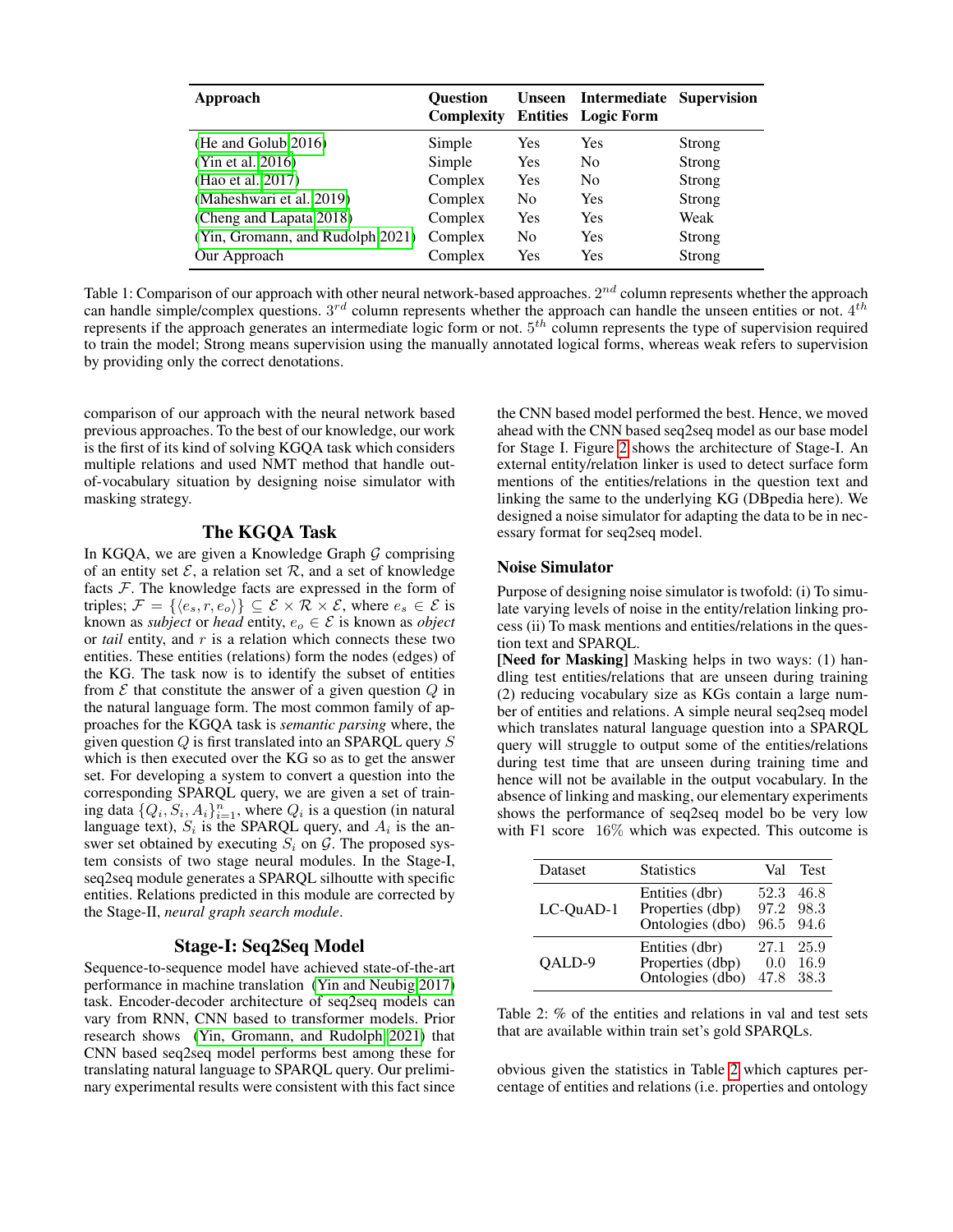| Approach | Question Complexity | Unseen Entities | Intermediate Logic Form | Supervision |
|---|---|---|---|---|
| (He and Golub 2016) | Simple | Yes | Yes | Strong |
| (Yin et al. 2016) | Simple | Yes | No | Strong |
| (Hao et al. 2017) | Complex | Yes | No | Strong |
| (Maheshwari et al. 2019) | Complex | No | Yes | Strong |
| (Cheng and Lapata 2018) | Complex | Yes | Yes | Weak |
| (Yin, Gromann, and Rudolph 2021) | Complex | No | Yes | Strong |
| Our Approach | Complex | Yes | Yes | Strong |

Table 1: Comparison of our approach with other neural network-based approaches. $2^{nd}$ column represents whether the approach can handle simple/complex questions. $3^{rd}$ column represents whether the approach can handle the unseen entities or not. $4^{th}$ represents if the approach generates an intermediate logic form or not. $5^{th}$ column represents the type of supervision required to train the model; Strong means supervision using the manually annotated logical forms, whereas weak refers to supervision by providing only the correct denotations.

comparison of our approach with the neural network based previous approaches. To the best of our knowledge, our work is the first of its kind of solving KGQA task which considers multiple relations and used NMT method that handle out-of-vocabulary situation by designing noise simulator with masking strategy.

## The KGQA Task

In KGQA, we are given a Knowledge Graph $\mathcal{G}$ comprising of an entity set $\mathcal{E}$, a relation set $\mathcal{R}$, and a set of knowledge facts $\mathcal{F}$. The knowledge facts are expressed in the form of triples; $\mathcal{F} = \{\langle e_s, r, e_o \rangle\} \subseteq \mathcal{E} \times \mathcal{R} \times \mathcal{E}$, where $e_s \in \mathcal{E}$ is known as *subject* or *head* entity, $e_o \in \mathcal{E}$ is known as *object* or *tail* entity, and $r$ is a relation which connects these two entities. These entities (relations) form the nodes (edges) of the KG. The task now is to identify the subset of entities from $\mathcal{E}$ that constitute the answer of a given question $Q$ in the natural language form. The most common family of approaches for the KGQA task is *semantic parsing* where, the given question $Q$ is first translated into an SPARQL query $S$ which is then executed over the KG so as to get the answer set. For developing a system to convert a question into the corresponding SPARQL query, we are given a set of training data $\{Q_i, S_i, A_i\}_{i=1}^{n}$, where $Q_i$ is a question (in natural language text), $S_i$ is the SPARQL query, and $A_i$ is the answer set obtained by executing $S_i$ on $\mathcal{G}$. The proposed system consists of two stage neural modules. In the Stage-I, seq2seq module generates a SPARQL silhouette with specific entities. Relations predicted in this module are corrected by the Stage-II, *neural graph search module*.

## Stage-I: Seq2Seq Model

Sequence-to-sequence model have achieved state-of-the-art performance in machine translation (Yin and Neubig 2017) task. Encoder-decoder architecture of seq2seq models can vary from RNN, CNN based to transformer models. Prior research shows (Yin, Gromann, and Rudolph 2021) that CNN based seq2seq model performs best among these for translating natural language to SPARQL query. Our preliminary experimental results were consistent with this fact since the CNN based model performed the best. Hence, we moved ahead with the CNN based seq2seq model as our base model for Stage I. Figure 2 shows the architecture of Stage-I. An external entity/relation linker is used to detect surface form mentions of the entities/relations in the question text and linking the same to the underlying KG (DBpedia here). We designed a noise simulator for adapting the data to be in necessary format for seq2seq model.

### Noise Simulator

Purpose of designing noise simulator is twofold: (i) To simulate varying levels of noise in the entity/relation linking process (ii) To mask mentions and entities/relations in the question text and SPARQL.

**[Need for Masking]** Masking helps in two ways: (1) handling test entities/relations that are unseen during training (2) reducing vocabulary size as KGs contain a large number of entities and relations. A simple neural seq2seq model which translates natural language question into a SPARQL query will struggle to output some of the entities/relations during test time that are unseen during training time and hence will not be available in the output vocabulary. In the absence of linking and masking, our elementary experiments shows the performance of seq2seq model bo be very low with F1 score 16% which was expected. This outcome is obvious given the statistics in Table 2 which captures percentage of entities and relations (i.e. properties and ontology

| Dataset | Statistics | Val | Test |
|---|---|---|---|
| LC-QuAD-1 | Entities (dbr) | 52.3 | 46.8 |
| | Properties (dbp) | 97.2 | 98.3 |
| | Ontologies (dbo) | 96.5 | 94.6 |
| QALD-9 | Entities (dbr) | 27.1 | 25.9 |
| | Properties (dbp) | 0.0 | 16.9 |
| | Ontologies (dbo) | 47.8 | 38.3 |

Table 2: % of the entities and relations in val and test sets that are available within train set's gold SPARQLs.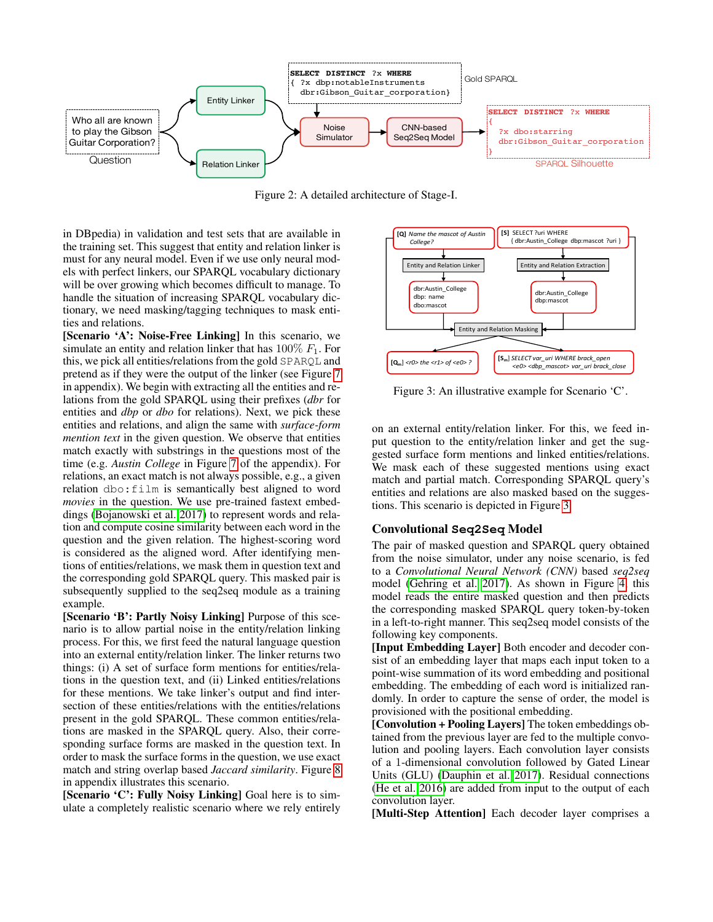Figure 2: A detailed architecture of Stage-I.

in DBpedia) in validation and test sets that are available in the training set. This suggest that entity and relation linker is must for any neural model. Even if we use only neural models with perfect linkers, our SPARQL vocabulary dictionary will be over growing which becomes difficult to manage. To handle the situation of increasing SPARQL vocabulary dictionary, we need masking/tagging techniques to mask entities and relations.

**[Scenario 'A': Noise-Free Linking]** In this scenario, we simulate an entity and relation linker that has $100\%$ $F_1$. For this, we pick all entities/relations from the gold SPARQL and pretend as if they were the output of the linker (see Figure 7 in appendix). We begin with extracting all the entities and relations from the gold SPARQL using their prefixes (*dbr* for entities and *dbp* or *dbo* for relations). Next, we pick these entities and relations, and align the same with *surface-form mention text* in the given question. We observe that entities match exactly with substrings in the questions most of the time (e.g. *Austin College* in Figure 7 of the appendix). For relations, an exact match is not always possible, e.g., a given relation dbo:film is semantically best aligned to word *movies* in the question. We use pre-trained fastext embeddings (Bojanowski et al. 2017) to represent words and relation and compute cosine similarity between each word in the question and the given relation. The highest-scoring word is considered as the aligned word. After identifying mentions of entities/relations, we mask them in question text and the corresponding gold SPARQL query. This masked pair is subsequently supplied to the seq2seq module as a training example.

**[Scenario 'B': Partly Noisy Linking]** Purpose of this scenario is to allow partial noise in the entity/relation linking process. For this, we first feed the natural language question into an external entity/relation linker. The linker returns two things: (i) A set of surface form mentions for entities/relations in the question text, and (ii) Linked entities/relations for these mentions. We take linker's output and find intersection of these entities/relations with the entities/relations present in the gold SPARQL. These common entities/relations are masked in the SPARQL query. Also, their corresponding surface forms are masked in the question text. In order to mask the surface forms in the question, we use exact match and string overlap based *Jaccard similarity*. Figure 8 in appendix illustrates this scenario.

**[Scenario 'C': Fully Noisy Linking]** Goal here is to simulate a completely realistic scenario where we rely entirely on an external entity/relation linker. For this, we feed input question to the entity/relation linker and get the suggested surface form mentions and linked entities/relations. We mask each of these suggested mentions using exact match and partial match. Corresponding SPARQL query's entities and relations are also masked based on the suggestions. This scenario is depicted in Figure 3.

Figure 3: An illustrative example for Scenario 'C'.

## Convolutional `Seq2Seq` Model

The pair of masked question and SPARQL query obtained from the noise simulator, under any noise scenario, is fed to a *Convolutional Neural Network (CNN)* based *seq2seq* model (Gehring et al. 2017). As shown in Figure 4, this model reads the entire masked question and then predicts the corresponding masked SPARQL query token-by-token in a left-to-right manner. This seq2seq model consists of the following key components.

**[Input Embedding Layer]** Both encoder and decoder consist of an embedding layer that maps each input token to a point-wise summation of its word embedding and positional embedding. The embedding of each word is initialized randomly. In order to capture the sense of order, the model is provisioned with the positional embedding.

**[Convolution + Pooling Layers]** The token embeddings obtained from the previous layer are fed to the multiple convolution and pooling layers. Each convolution layer consists of a 1-dimensional convolution followed by Gated Linear Units (GLU) (Dauphin et al. 2017). Residual connections (He et al. 2016) are added from input to the output of each convolution layer.

**[Multi-Step Attention]** Each decoder layer comprises a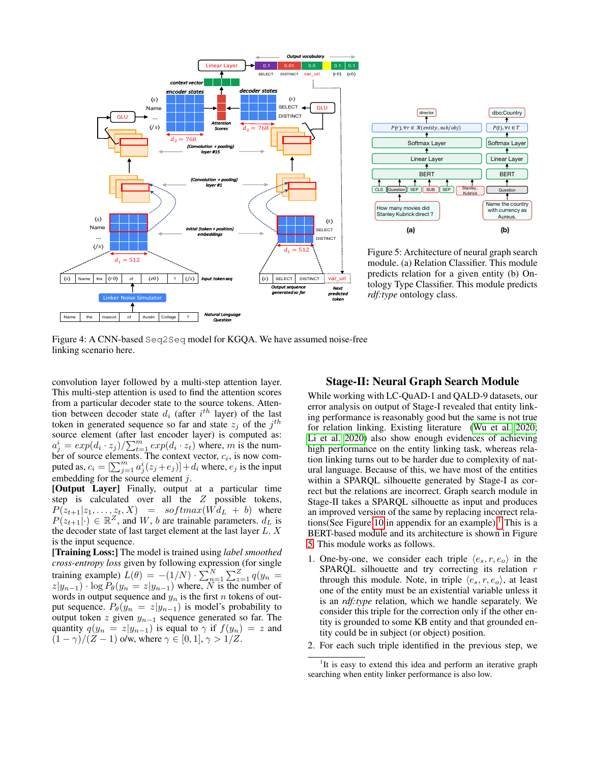Figure 4: A CNN-based Seq2Seq model for KGQA. We have assumed noise-free linking scenario here.

Figure 5: Architecture of neural graph search module. (a) Relation Classifier. This module predicts relation for a given entity (b) Ontology Type Classifier. This module predicts *rdf:type* ontology class.

convolution layer followed by a multi-step attention layer. This multi-step attention is used to find the attention scores from a particular decoder state to the source tokens. Attention between decoder state $d_i$ (after $i^{th}$ layer) of the last token in generated sequence so far and state $z_j$ of the $j^{th}$ source element (after last encoder layer) is computed as: $a^i_j = exp(d_i \cdot z_j)/\sum_{t=1}^{m} exp(d_i \cdot z_t)$ where, $m$ is the number of source elements. The context vector, $c_i$, is now computed as, $c_i = [\sum_{j=1}^{m} a^i_j(z_j + e_j)] + d_i$ where, $e_j$ is the input embedding for the source element $j$.

**[Output Layer]** Finally, output at a particular time step is calculated over all the $Z$ possible tokens, $P(z_{t+1}|z_1, \ldots, z_t, X) = softmax(Wd_L + b)$ where $P(z_{t+1}|\cdot) \in \mathbb{R}^Z$, and $W, b$ are trainable parameters. $d_L$ is the decoder state of last target element at the last layer $L$. $X$ is the input sequence.

**[Training Loss:]** The model is trained using *label smoothed cross-entropy loss* given by following expression (for single training example) $L(\theta) = -(1/N) \cdot \sum_{n=1}^{N} \sum_{z=1}^{Z} q(y_n = z|y_{n-1}) \cdot \log P_\theta(y_n = z|y_{n-1})$ where, $N$ is the number of words in output sequence and $y_n$ is the first $n$ tokens of output sequence. $P_\theta(y_n = z|y_{n-1})$ is model's probability to output token $z$ given $y_{n-1}$ sequence generated so far. The quantity $q(y_n = z|y_{n-1})$ is equal to $\gamma$ if $f(y_n) = z$ and $(1-\gamma)/(Z-1)$ o/w, where $\gamma \in [0, 1], \gamma > 1/Z$.

## Stage-II: Neural Graph Search Module

While working with LC-QuAD-1 and QALD-9 datasets, our error analysis on output of Stage-I revealed that entity linking performance is reasonably good but the same is not true for relation linking. Existing literature (Wu et al. 2020; Li et al. 2020) also show enough evidences of achieving high performance on the entity linking task, whereas relation linking turns out to be harder due to complexity of natural language. Because of this, we have most of the entities within a SPARQL silhouette generated by Stage-I as correct but the relations are incorrect. Graph search module in Stage-II takes a SPARQL silhouette as input and produces an improved version of the same by replacing incorrect relations(See Figure 10 in appendix for an example).[1] This is a BERT-based module and its architecture is shown in Figure 5. This module works as follows.

1. One-by-one, we consider each triple $\langle e_s, r, e_o \rangle$ in the SPARQL silhouette and try correcting its relation $r$ through this module. Note, in triple $\langle e_s, r, e_o \rangle$, at least one of the entity must be an existential variable unless it is an *rdf:type* relation, which we handle separately. We consider this triple for the correction only if the other entity is grounded to some KB entity and that grounded entity could be in subject (or object) position.
2. For each such triple identified in the previous step, we

[1] It is easy to extend this idea and perform an iterative graph searching when entity linker performance is also low.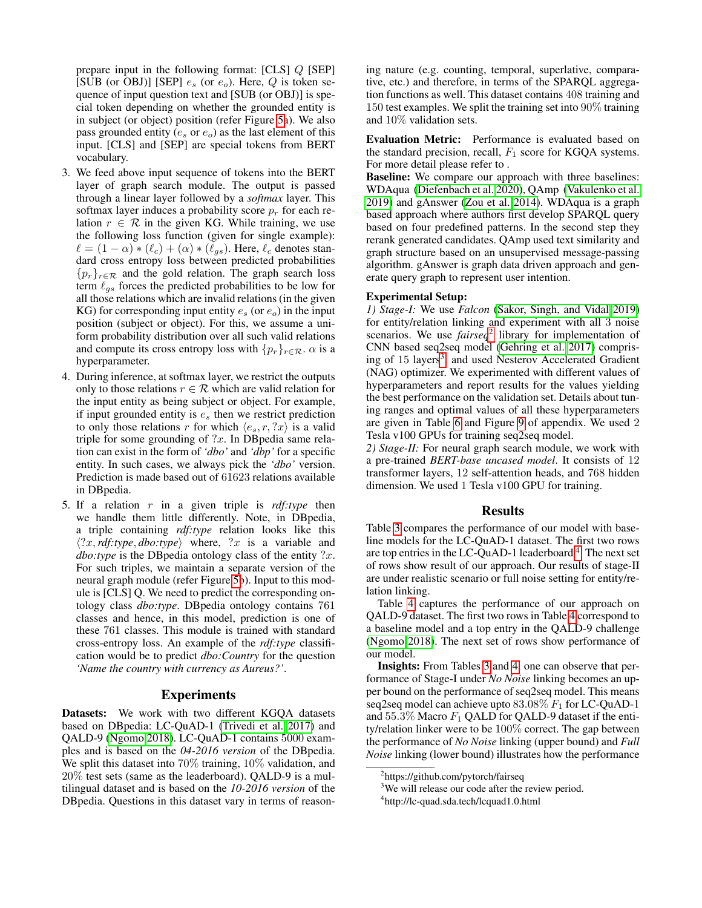prepare input in the following format: [CLS] $Q$ [SEP] [SUB (or OBJ)] [SEP] $e_s$ (or $e_o$). Here, $Q$ is token sequence of input question text and [SUB (or OBJ)] is special token depending on whether the grounded entity is in subject (or object) position (refer Figure 5a). We also pass grounded entity ($e_s$ or $e_o$) as the last element of this input. [CLS] and [SEP] are special tokens from BERT vocabulary.

3. We feed above input sequence of tokens into the BERT layer of graph search module. The output is passed through a linear layer followed by a *softmax* layer. This softmax layer induces a probability score $p_r$ for each relation $r \in \mathcal{R}$ in the given KG. While training, we use the following loss function (given for single example): $\ell = (1 - \alpha) * (\ell_c) + (\alpha) * (\ell_{gs})$. Here, $\ell_c$ denotes standard cross entropy loss between predicted probabilities $\{p_r\}_{r \in \mathcal{R}}$ and the gold relation. The graph search loss term $\ell_{gs}$ forces the predicted probabilities to be low for all those relations which are invalid relations (in the given KG) for corresponding input entity $e_s$ (or $e_o$) in the input position (subject or object). For this, we assume a uniform probability distribution over all such valid relations and compute its cross entropy loss with $\{p_r\}_{r \in \mathcal{R}}$. $\alpha$ is a hyperparameter.
4. During inference, at softmax layer, we restrict the outputs only to those relations $r \in \mathcal{R}$ which are valid relation for the input entity as being subject or object. For example, if input grounded entity is $e_s$ then we restrict prediction to only those relations $r$ for which $\langle e_s, r, ?x \rangle$ is a valid triple for some grounding of $?x$. In DBpedia same relation can exist in the form of *'dbo'* and *'dbp'* for a specific entity. In such cases, we always pick the *'dbo'* version. Prediction is made based out of 61623 relations available in DBpedia.
5. If a relation $r$ in a given triple is *rdf:type* then we handle them little differently. Note, in DBpedia, a triple containing *rdf:type* relation looks like this $\langle ?x, \textit{rdf:type}, \textit{dbo:type} \rangle$ where, $?x$ is a variable and *dbo:type* is the DBpedia ontology class of the entity $?x$. For such triples, we maintain a separate version of the neural graph module (refer Figure 5b). Input to this module is [CLS] Q. We need to predict the corresponding ontology class *dbo:type*. DBpedia ontology contains 761 classes and hence, in this model, prediction is one of these 761 classes. This module is trained with standard cross-entropy loss. An example of the *rdf:type* classification would be to predict *dbo:Country* for the question *'Name the country with currency as Aureus?'*.

## Experiments

**Datasets:** We work with two different KGQA datasets based on DBpedia: LC-QuAD-1 (Trivedi et al. 2017) and QALD-9 (Ngomo 2018). LC-QuAD-1 contains 5000 examples and is based on the *04-2016 version* of the DBpedia. We split this dataset into 70% training, 10% validation, and 20% test sets (same as the leaderboard). QALD-9 is a multilingual dataset and is based on the *10-2016 version* of the DBpedia. Questions in this dataset vary in terms of reasoning nature (e.g. counting, temporal, superlative, comparative, etc.) and therefore, in terms of the SPARQL aggregation functions as well. This dataset contains 408 training and 150 test examples. We split the training set into 90% training and 10% validation sets.

**Evaluation Metric:** Performance is evaluated based on the standard precision, recall, $F_1$ score for KGQA systems. For more detail please refer to .

**Baseline:** We compare our approach with three baselines: WDAqua (Diefenbach et al. 2020), QAmp (Vakulenko et al. 2019) and gAnswer (Zou et al. 2014). WDAqua is a graph based approach where authors first develop SPARQL query based on four predefined patterns. In the second step they rerank generated candidates. QAmp used text similarity and graph structure based on an unsupervised message-passing algorithm. gAnswer is graph data driven approach and generate query graph to represent user intention.

**Experimental Setup:**
*1) Stage-I:* We use *Falcon* (Sakor, Singh, and Vidal 2019) for entity/relation linking and experiment with all 3 noise scenarios. We use *fairseq*[2] library for implementation of CNN based seq2seq model (Gehring et al. 2017) comprising of 15 layers[3] and used Nesterov Accelerated Gradient (NAG) optimizer. We experimented with different values of hyperparameters and report results for the values yielding the best performance on the validation set. Details about tuning ranges and optimal values of all these hyperparameters are given in Table 6 and Figure 9 of appendix. We used 2 Tesla v100 GPUs for training seq2seq model.
*2) Stage-II:* For neural graph search module, we work with a pre-trained *BERT-base uncased model*. It consists of 12 transformer layers, 12 self-attention heads, and 768 hidden dimension. We used 1 Tesla v100 GPU for training.

## Results

Table 3 compares the performance of our model with baseline models for the LC-QuAD-1 dataset. The first two rows are top entries in the LC-QuAD-1 leaderboard[4]. The next set of rows show result of our approach. Our results of stage-II are under realistic scenario or full noise setting for entity/relation linking.

Table 4 captures the performance of our approach on QALD-9 dataset. The first two rows in Table 4 correspond to a baseline model and a top entry in the QALD-9 challenge (Ngomo 2018). The next set of rows show performance of our model.

**Insights:** From Tables 3 and 4, one can observe that performance of Stage-I under *No Noise* linking becomes an upper bound on the performance of seq2seq model. This means seq2seq model can achieve upto 83.08% $F_1$ for LC-QuAD-1 and 55.3% Macro $F_1$ QALD for QALD-9 dataset if the entity/relation linker were to be 100% correct. The gap between the performance of *No Noise* linking (upper bound) and *Full Noise* linking (lower bound) illustrates how the performance

[2] https://github.com/pytorch/fairseq

[3] We will release our code after the review period.

[4] http://lc-quad.sda.tech/lcquad1.0.html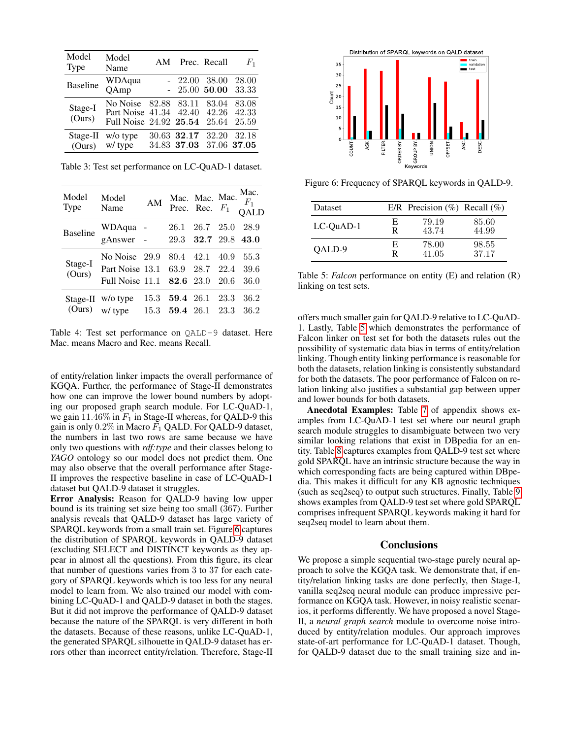| Model Type | Model Name | AM | Prec. | Recall | $F_1$ |
|---|---|---|---|---|---|
| Baseline | WDAqua | - | 22.00 | 38.00 | 28.00 |
| | QAmp | - | 25.00 | **50.00** | 33.33 |
| Stage-I (Ours) | No Noise | 82.88 | 83.11 | 83.04 | 83.08 |
| | Part Noise | 41.34 | 42.40 | 42.26 | 42.33 |
| | Full Noise | 24.92 | **25.54** | 25.64 | 25.59 |
| Stage-II (Ours) | w/o type | 30.63 | **32.17** | 32.20 | 32.18 |
| | w/ type | 34.83 | **37.03** | 37.06 | **37.05** |

Table 3: Test set performance on LC-QuAD-1 dataset.

| Model Type | Model Name | AM | Mac. Prec. | Mac. Rec. | Mac. $F_1$ | Mac. $F_1$ QALD |
|---|---|---|---|---|---|---|
| Baseline | WDAqua | - | 26.1 | 26.7 | 25.0 | 28.9 |
| | gAnswer | - | 29.3 | **32.7** | 29.8 | **43.0** |
| Stage-I (Ours) | No Noise | 29.9 | 80.4 | 42.1 | 40.9 | 55.3 |
| | Part Noise | 13.1 | 63.9 | 28.7 | 22.4 | 39.6 |
| | Full Noise | 11.1 | **82.6** | 23.0 | 20.6 | 36.0 |
| Stage-II (Ours) | w/o type | 15.3 | **59.4** | 26.1 | 23.3 | 36.2 |
| | w/ type | 15.3 | **59.4** | 26.1 | 23.3 | 36.2 |

Table 4: Test set performance on QALD-9 dataset. Here Mac. means Macro and Rec. means Recall.

of entity/relation linker impacts the overall performance of KGQA. Further, the performance of Stage-II demonstrates how one can improve the lower bound numbers by adopting our proposed graph search module. For LC-QuAD-1, we gain 11.46% in $F_1$ in Stage-II whereas, for QALD-9 this gain is only 0.2% in Macro $F_1$ QALD. For QALD-9 dataset, the numbers in last two rows are same because we have only two questions with *rdf:type* and their classes belong to *YAGO* ontology so our model does not predict them. One may also observe that the overall performance after Stage-II improves the respective baseline in case of LC-QuAD-1 dataset but QALD-9 dataset it struggles.

**Error Analysis:** Reason for QALD-9 having low upper bound is its training set size being too small (367). Further analysis reveals that QALD-9 dataset has large variety of SPARQL keywords from a small train set. Figure 6 captures the distribution of SPARQL keywords in QALD-9 dataset (excluding SELECT and DISTINCT keywords as they appear in almost all the questions). From this figure, its clear that number of questions varies from 3 to 37 for each category of SPARQL keywords which is too less for any neural model to learn from. We also trained our model with combining LC-QuAD-1 and QALD-9 dataset in both the stages. But it did not improve the performance of QALD-9 dataset because the nature of the SPARQL is very different in both the datasets. Because of these reasons, unlike LC-QuAD-1, the generated SPARQL silhouette in QALD-9 dataset has errors other than incorrect entity/relation. Therefore, Stage-II offers much smaller gain for QALD-9 relative to LC-QuAD-1. Lastly, Table 5 which demonstrates the performance of Falcon linker on test set for both the datasets rules out the possibility of systematic data bias in terms of entity/relation linking. Though entity linking performance is reasonable for both the datasets, relation linking is consistently substandard for both the datasets. The poor performance of Falcon on relation linking also justifies a substantial gap between upper and lower bounds for both datasets.

Figure 6: Frequency of SPARQL keywords in QALD-9.

| Dataset | E/R | Precision (%) | Recall (%) |
|---|---|---|---|
| LC-QuAD-1 | E | 79.19 | 85.60 |
| | R | 43.74 | 44.99 |
| QALD-9 | E | 78.00 | 98.55 |
| | R | 41.05 | 37.17 |

Table 5: *Falcon* performance on entity (E) and relation (R) linking on test sets.

**Anecdotal Examples:** Table 7 of appendix shows examples from LC-QuAD-1 test set where our neural graph search module struggles to disambiguate between two very similar looking relations that exist in DBpedia for an entity. Table 8 captures examples from QALD-9 test set where gold SPARQL have an intrinsic structure because the way in which corresponding facts are being captured within DBpedia. This makes it difficult for any KB agnostic techniques (such as seq2seq) to output such structures. Finally, Table 9 shows examples from QALD-9 test set where gold SPARQL comprises infrequent SPARQL keywords making it hard for seq2seq model to learn about them.

## Conclusions

We propose a simple sequential two-stage purely neural approach to solve the KGQA task. We demonstrate that, if entity/relation linking tasks are done perfectly, then Stage-I, vanilla seq2seq neural module can produce impressive performance on KGQA task. However, in noisy realistic scenarios, it performs differently. We have proposed a novel Stage-II, a *neural graph search* module to overcome noise introduced by entity/relation modules. Our approach improves state-of-art performance for LC-QuAD-1 dataset. Though, for QALD-9 dataset due to the small training size and in-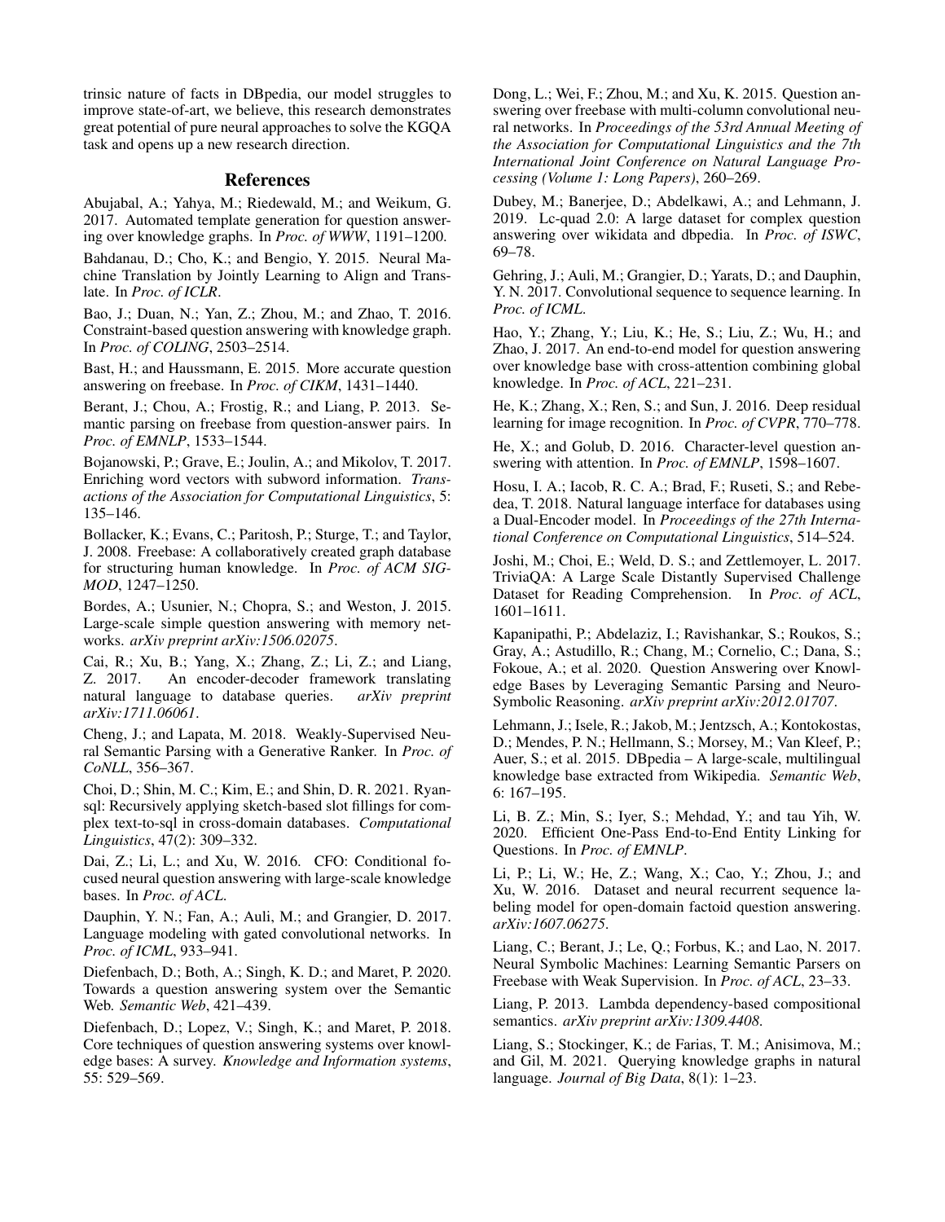trinsic nature of facts in DBpedia, our model struggles to improve state-of-art, we believe, this research demonstrates great potential of pure neural approaches to solve the KGQA task and opens up a new research direction.

## References

Abujabal, A.; Yahya, M.; Riedewald, M.; and Weikum, G. 2017. Automated template generation for question answering over knowledge graphs. In *Proc. of WWW*, 1191–1200.

Bahdanau, D.; Cho, K.; and Bengio, Y. 2015. Neural Machine Translation by Jointly Learning to Align and Translate. In *Proc. of ICLR*.

Bao, J.; Duan, N.; Yan, Z.; Zhou, M.; and Zhao, T. 2016. Constraint-based question answering with knowledge graph. In *Proc. of COLING*, 2503–2514.

Bast, H.; and Haussmann, E. 2015. More accurate question answering on freebase. In *Proc. of CIKM*, 1431–1440.

Berant, J.; Chou, A.; Frostig, R.; and Liang, P. 2013. Semantic parsing on freebase from question-answer pairs. In *Proc. of EMNLP*, 1533–1544.

Bojanowski, P.; Grave, E.; Joulin, A.; and Mikolov, T. 2017. Enriching word vectors with subword information. *Transactions of the Association for Computational Linguistics*, 5: 135–146.

Bollacker, K.; Evans, C.; Paritosh, P.; Sturge, T.; and Taylor, J. 2008. Freebase: A collaboratively created graph database for structuring human knowledge. In *Proc. of ACM SIGMOD*, 1247–1250.

Bordes, A.; Usunier, N.; Chopra, S.; and Weston, J. 2015. Large-scale simple question answering with memory networks. *arXiv preprint arXiv:1506.02075*.

Cai, R.; Xu, B.; Yang, X.; Zhang, Z.; Li, Z.; and Liang, Z. 2017. An encoder-decoder framework translating natural language to database queries. *arXiv preprint arXiv:1711.06061*.

Cheng, J.; and Lapata, M. 2018. Weakly-Supervised Neural Semantic Parsing with a Generative Ranker. In *Proc. of CoNLL*, 356–367.

Choi, D.; Shin, M. C.; Kim, E.; and Shin, D. R. 2021. Ryansql: Recursively applying sketch-based slot fillings for complex text-to-sql in cross-domain databases. *Computational Linguistics*, 47(2): 309–332.

Dai, Z.; Li, L.; and Xu, W. 2016. CFO: Conditional focused neural question answering with large-scale knowledge bases. In *Proc. of ACL*.

Dauphin, Y. N.; Fan, A.; Auli, M.; and Grangier, D. 2017. Language modeling with gated convolutional networks. In *Proc. of ICML*, 933–941.

Diefenbach, D.; Both, A.; Singh, K. D.; and Maret, P. 2020. Towards a question answering system over the Semantic Web. *Semantic Web*, 421–439.

Diefenbach, D.; Lopez, V.; Singh, K.; and Maret, P. 2018. Core techniques of question answering systems over knowledge bases: A survey. *Knowledge and Information systems*, 55: 529–569.

Dong, L.; Wei, F.; Zhou, M.; and Xu, K. 2015. Question answering over freebase with multi-column convolutional neural networks. In *Proceedings of the 53rd Annual Meeting of the Association for Computational Linguistics and the 7th International Joint Conference on Natural Language Processing (Volume 1: Long Papers)*, 260–269.

Dubey, M.; Banerjee, D.; Abdelkawi, A.; and Lehmann, J. 2019. Lc-quad 2.0: A large dataset for complex question answering over wikidata and dbpedia. In *Proc. of ISWC*, 69–78.

Gehring, J.; Auli, M.; Grangier, D.; Yarats, D.; and Dauphin, Y. N. 2017. Convolutional sequence to sequence learning. In *Proc. of ICML*.

Hao, Y.; Zhang, Y.; Liu, K.; He, S.; Liu, Z.; Wu, H.; and Zhao, J. 2017. An end-to-end model for question answering over knowledge base with cross-attention combining global knowledge. In *Proc. of ACL*, 221–231.

He, K.; Zhang, X.; Ren, S.; and Sun, J. 2016. Deep residual learning for image recognition. In *Proc. of CVPR*, 770–778.

He, X.; and Golub, D. 2016. Character-level question answering with attention. In *Proc. of EMNLP*, 1598–1607.

Hosu, I. A.; Iacob, R. C. A.; Brad, F.; Ruseti, S.; and Rebedea, T. 2018. Natural language interface for databases using a Dual-Encoder model. In *Proceedings of the 27th International Conference on Computational Linguistics*, 514–524.

Joshi, M.; Choi, E.; Weld, D. S.; and Zettlemoyer, L. 2017. TriviaQA: A Large Scale Distantly Supervised Challenge Dataset for Reading Comprehension. In *Proc. of ACL*, 1601–1611.

Kapanipathi, P.; Abdelaziz, I.; Ravishankar, S.; Roukos, S.; Gray, A.; Astudillo, R.; Chang, M.; Cornelio, C.; Dana, S.; Fokoue, A.; et al. 2020. Question Answering over Knowledge Bases by Leveraging Semantic Parsing and Neuro-Symbolic Reasoning. *arXiv preprint arXiv:2012.01707*.

Lehmann, J.; Isele, R.; Jakob, M.; Jentzsch, A.; Kontokostas, D.; Mendes, P. N.; Hellmann, S.; Morsey, M.; Van Kleef, P.; Auer, S.; et al. 2015. DBpedia – A large-scale, multilingual knowledge base extracted from Wikipedia. *Semantic Web*, 6: 167–195.

Li, B. Z.; Min, S.; Iyer, S.; Mehdad, Y.; and tau Yih, W. 2020. Efficient One-Pass End-to-End Entity Linking for Questions. In *Proc. of EMNLP*.

Li, P.; Li, W.; He, Z.; Wang, X.; Cao, Y.; Zhou, J.; and Xu, W. 2016. Dataset and neural recurrent sequence labeling model for open-domain factoid question answering. *arXiv:1607.06275*.

Liang, C.; Berant, J.; Le, Q.; Forbus, K.; and Lao, N. 2017. Neural Symbolic Machines: Learning Semantic Parsers on Freebase with Weak Supervision. In *Proc. of ACL*, 23–33.

Liang, P. 2013. Lambda dependency-based compositional semantics. *arXiv preprint arXiv:1309.4408*.

Liang, S.; Stockinger, K.; de Farias, T. M.; Anisimova, M.; and Gil, M. 2021. Querying knowledge graphs in natural language. *Journal of Big Data*, 8(1): 1–23.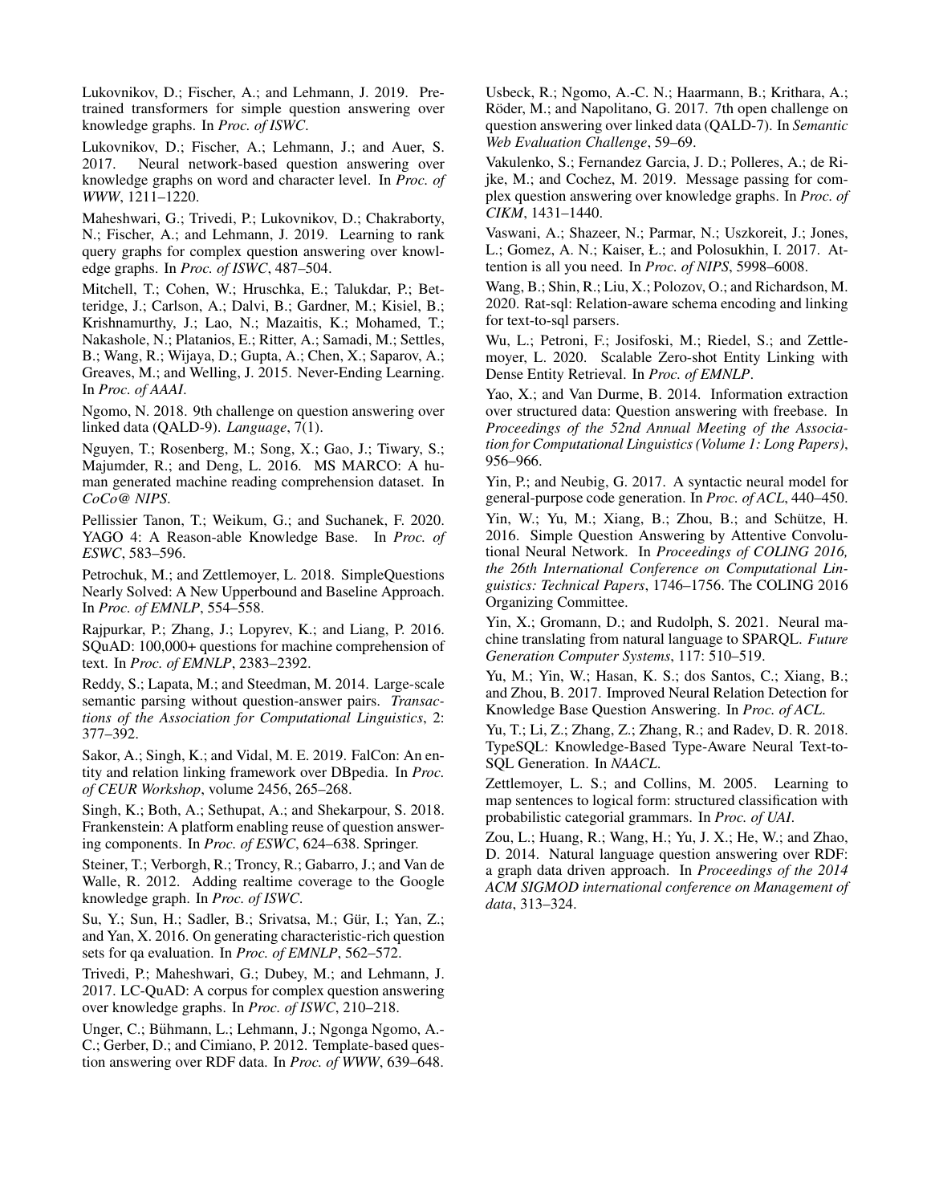Lukovnikov, D.; Fischer, A.; and Lehmann, J. 2019. Pretrained transformers for simple question answering over knowledge graphs. In *Proc. of ISWC*.

Lukovnikov, D.; Fischer, A.; Lehmann, J.; and Auer, S. 2017. Neural network-based question answering over knowledge graphs on word and character level. In *Proc. of WWW*, 1211–1220.

Maheshwari, G.; Trivedi, P.; Lukovnikov, D.; Chakraborty, N.; Fischer, A.; and Lehmann, J. 2019. Learning to rank query graphs for complex question answering over knowledge graphs. In *Proc. of ISWC*, 487–504.

Mitchell, T.; Cohen, W.; Hruschka, E.; Talukdar, P.; Betteridge, J.; Carlson, A.; Dalvi, B.; Gardner, M.; Kisiel, B.; Krishnamurthy, J.; Lao, N.; Mazaitis, K.; Mohamed, T.; Nakashole, N.; Platanios, E.; Ritter, A.; Samadi, M.; Settles, B.; Wang, R.; Wijaya, D.; Gupta, A.; Chen, X.; Saparov, A.; Greaves, M.; and Welling, J. 2015. Never-Ending Learning. In *Proc. of AAAI*.

Ngomo, N. 2018. 9th challenge on question answering over linked data (QALD-9). *Language*, 7(1).

Nguyen, T.; Rosenberg, M.; Song, X.; Gao, J.; Tiwary, S.; Majumder, R.; and Deng, L. 2016. MS MARCO: A human generated machine reading comprehension dataset. In *CoCo@ NIPS*.

Pellissier Tanon, T.; Weikum, G.; and Suchanek, F. 2020. YAGO 4: A Reason-able Knowledge Base. In *Proc. of ESWC*, 583–596.

Petrochuk, M.; and Zettlemoyer, L. 2018. SimpleQuestions Nearly Solved: A New Upperbound and Baseline Approach. In *Proc. of EMNLP*, 554–558.

Rajpurkar, P.; Zhang, J.; Lopyrev, K.; and Liang, P. 2016. SQuAD: 100,000+ questions for machine comprehension of text. In *Proc. of EMNLP*, 2383–2392.

Reddy, S.; Lapata, M.; and Steedman, M. 2014. Large-scale semantic parsing without question-answer pairs. *Transactions of the Association for Computational Linguistics*, 2: 377–392.

Sakor, A.; Singh, K.; and Vidal, M. E. 2019. FalCon: An entity and relation linking framework over DBpedia. In *Proc. of CEUR Workshop*, volume 2456, 265–268.

Singh, K.; Both, A.; Sethupat, A.; and Shekarpour, S. 2018. Frankenstein: A platform enabling reuse of question answering components. In *Proc. of ESWC*, 624–638. Springer.

Steiner, T.; Verborgh, R.; Troncy, R.; Gabarro, J.; and Van de Walle, R. 2012. Adding realtime coverage to the Google knowledge graph. In *Proc. of ISWC*.

Su, Y.; Sun, H.; Sadler, B.; Srivatsa, M.; Gür, I.; Yan, Z.; and Yan, X. 2016. On generating characteristic-rich question sets for qa evaluation. In *Proc. of EMNLP*, 562–572.

Trivedi, P.; Maheshwari, G.; Dubey, M.; and Lehmann, J. 2017. LC-QuAD: A corpus for complex question answering over knowledge graphs. In *Proc. of ISWC*, 210–218.

Unger, C.; Bühmann, L.; Lehmann, J.; Ngonga Ngomo, A.-C.; Gerber, D.; and Cimiano, P. 2012. Template-based question answering over RDF data. In *Proc. of WWW*, 639–648.

Usbeck, R.; Ngomo, A.-C. N.; Haarmann, B.; Krithara, A.; Röder, M.; and Napolitano, G. 2017. 7th open challenge on question answering over linked data (QALD-7). In *Semantic Web Evaluation Challenge*, 59–69.

Vakulenko, S.; Fernandez Garcia, J. D.; Polleres, A.; de Rijke, M.; and Cochez, M. 2019. Message passing for complex question answering over knowledge graphs. In *Proc. of CIKM*, 1431–1440.

Vaswani, A.; Shazeer, N.; Parmar, N.; Uszkoreit, J.; Jones, L.; Gomez, A. N.; Kaiser, Ł.; and Polosukhin, I. 2017. Attention is all you need. In *Proc. of NIPS*, 5998–6008.

Wang, B.; Shin, R.; Liu, X.; Polozov, O.; and Richardson, M. 2020. Rat-sql: Relation-aware schema encoding and linking for text-to-sql parsers.

Wu, L.; Petroni, F.; Josifoski, M.; Riedel, S.; and Zettlemoyer, L. 2020. Scalable Zero-shot Entity Linking with Dense Entity Retrieval. In *Proc. of EMNLP*.

Yao, X.; and Van Durme, B. 2014. Information extraction over structured data: Question answering with freebase. In *Proceedings of the 52nd Annual Meeting of the Association for Computational Linguistics (Volume 1: Long Papers)*, 956–966.

Yin, P.; and Neubig, G. 2017. A syntactic neural model for general-purpose code generation. In *Proc. of ACL*, 440–450.

Yin, W.; Yu, M.; Xiang, B.; Zhou, B.; and Schütze, H. 2016. Simple Question Answering by Attentive Convolutional Neural Network. In *Proceedings of COLING 2016, the 26th International Conference on Computational Linguistics: Technical Papers*, 1746–1756. The COLING 2016 Organizing Committee.

Yin, X.; Gromann, D.; and Rudolph, S. 2021. Neural machine translating from natural language to SPARQL. *Future Generation Computer Systems*, 117: 510–519.

Yu, M.; Yin, W.; Hasan, K. S.; dos Santos, C.; Xiang, B.; and Zhou, B. 2017. Improved Neural Relation Detection for Knowledge Base Question Answering. In *Proc. of ACL*.

Yu, T.; Li, Z.; Zhang, Z.; Zhang, R.; and Radev, D. R. 2018. TypeSQL: Knowledge-Based Type-Aware Neural Text-to-SQL Generation. In *NAACL*.

Zettlemoyer, L. S.; and Collins, M. 2005. Learning to map sentences to logical form: structured classification with probabilistic categorial grammars. In *Proc. of UAI*.

Zou, L.; Huang, R.; Wang, H.; Yu, J. X.; He, W.; and Zhao, D. 2014. Natural language question answering over RDF: a graph data driven approach. In *Proceedings of the 2014 ACM SIGMOD international conference on Management of data*, 313–324.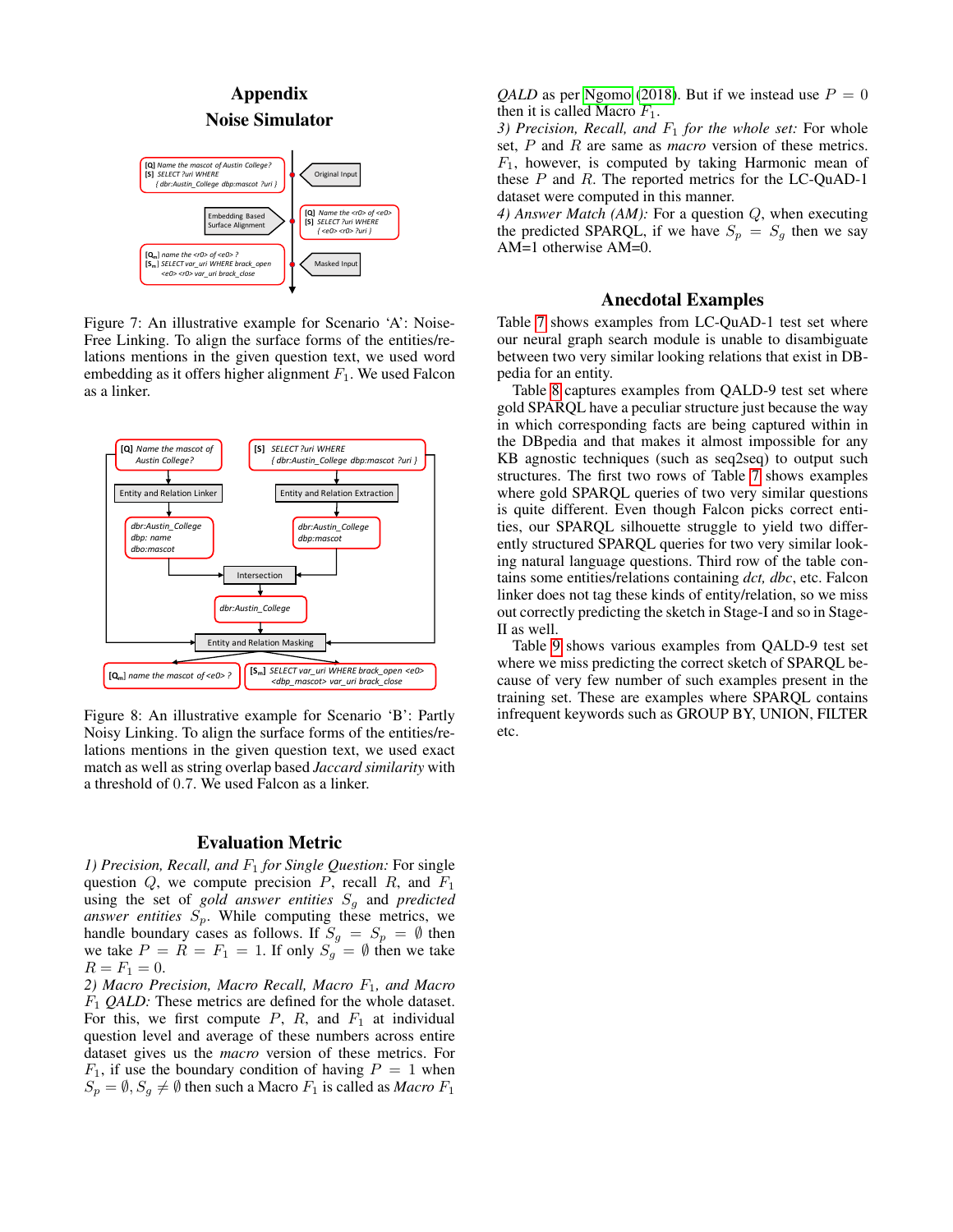# Appendix

## Noise Simulator

Figure 7: An illustrative example for Scenario 'A': Noise-Free Linking. To align the surface forms of the entities/relations mentions in the given question text, we used word embedding as it offers higher alignment $F_1$. We used Falcon as a linker.

Figure 8: An illustrative example for Scenario 'B': Partly Noisy Linking. To align the surface forms of the entities/relations mentions in the given question text, we used exact match as well as string overlap based *Jaccard similarity* with a threshold of 0.7. We used Falcon as a linker.

## Evaluation Metric

*1) Precision, Recall, and $F_1$ for Single Question:* For single question $Q$, we compute precision $P$, recall $R$, and $F_1$ using the set of *gold answer entities* $S_g$ and *predicted answer entities* $S_p$. While computing these metrics, we handle boundary cases as follows. If $S_g = S_p = \emptyset$ then we take $P = R = F_1 = 1$. If only $S_g = \emptyset$ then we take $R = F_1 = 0$.

*2) Macro Precision, Macro Recall, Macro $F_1$, and Macro $F_1$ QALD:* These metrics are defined for the whole dataset. For this, we first compute $P$, $R$, and $F_1$ at individual question level and average of these numbers across entire dataset gives us the *macro* version of these metrics. For $F_1$, if use the boundary condition of having $P = 1$ when $S_p = \emptyset, S_g \neq \emptyset$ then such a Macro $F_1$ is called as *Macro $F_1$ QALD* as per Ngomo (2018). But if we instead use $P = 0$ then it is called Macro $F_1$.

*3) Precision, Recall, and $F_1$ for the whole set:* For whole set, $P$ and $R$ are same as *macro* version of these metrics. $F_1$, however, is computed by taking Harmonic mean of these $P$ and $R$. The reported metrics for the LC-QuAD-1 dataset were computed in this manner.

*4) Answer Match (AM):* For a question $Q$, when executing the predicted SPARQL, if we have $S_p = S_g$ then we say AM=1 otherwise AM=0.

## Anecdotal Examples

Table 7 shows examples from LC-QuAD-1 test set where our neural graph search module is unable to disambiguate between two very similar looking relations that exist in DBpedia for an entity.

Table 8 captures examples from QALD-9 test set where gold SPARQL have a peculiar structure just because the way in which corresponding facts are being captured within in the DBpedia and that makes it almost impossible for any KB agnostic techniques (such as seq2seq) to output such structures. The first two rows of Table 7 shows examples where gold SPARQL queries of two very similar questions is quite different. Even though Falcon picks correct entities, our SPARQL silhouette struggle to yield two differently structured SPARQL queries for two very similar looking natural language questions. Third row of the table contains some entities/relations containing *dct, dbc*, etc. Falcon linker does not tag these kinds of entity/relation, so we miss out correctly predicting the sketch in Stage-I and so in Stage-II as well.

Table 9 shows various examples from QALD-9 test set where we miss predicting the correct sketch of SPARQL because of very few number of such examples present in the training set. These are examples where SPARQL contains infrequent keywords such as GROUP BY, UNION, FILTER etc.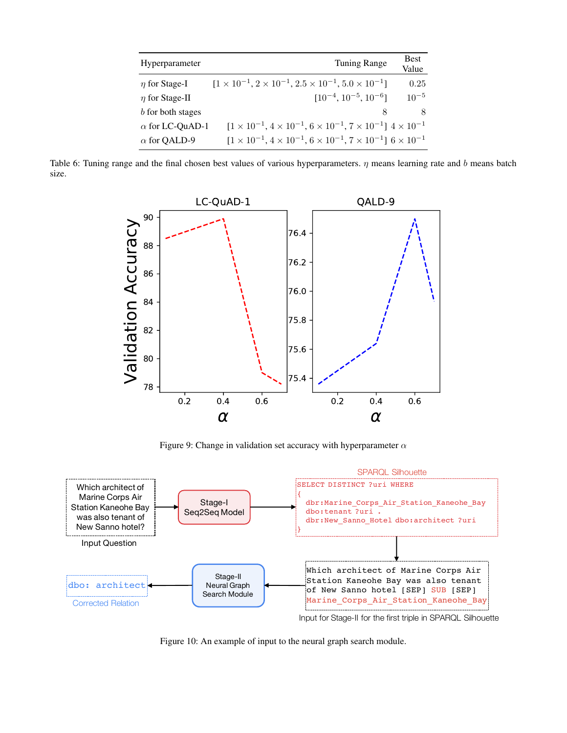| Hyperparameter | Tuning Range | Best Value |
|---|---|---|
| $\eta$ for Stage-I | $[1 \times 10^{-1}, 2 \times 10^{-1}, 2.5 \times 10^{-1}, 5.0 \times 10^{-1}]$ | 0.25 |
| $\eta$ for Stage-II | $[10^{-4}, 10^{-5}, 10^{-6}]$ | $10^{-5}$ |
| $b$ for both stages | 8 | 8 |
| $\alpha$ for LC-QuAD-1 | $[1 \times 10^{-1}, 4 \times 10^{-1}, 6 \times 10^{-1}, 7 \times 10^{-1}]$ | $4 \times 10^{-1}$ |
| $\alpha$ for QALD-9 | $[1 \times 10^{-1}, 4 \times 10^{-1}, 6 \times 10^{-1}, 7 \times 10^{-1}]$ | $6 \times 10^{-1}$ |

Table 6: Tuning range and the final chosen best values of various hyperparameters. $\eta$ means learning rate and $b$ means batch size.

Figure 9: Change in validation set accuracy with hyperparameter $\alpha$

Figure 10: An example of input to the neural graph search module.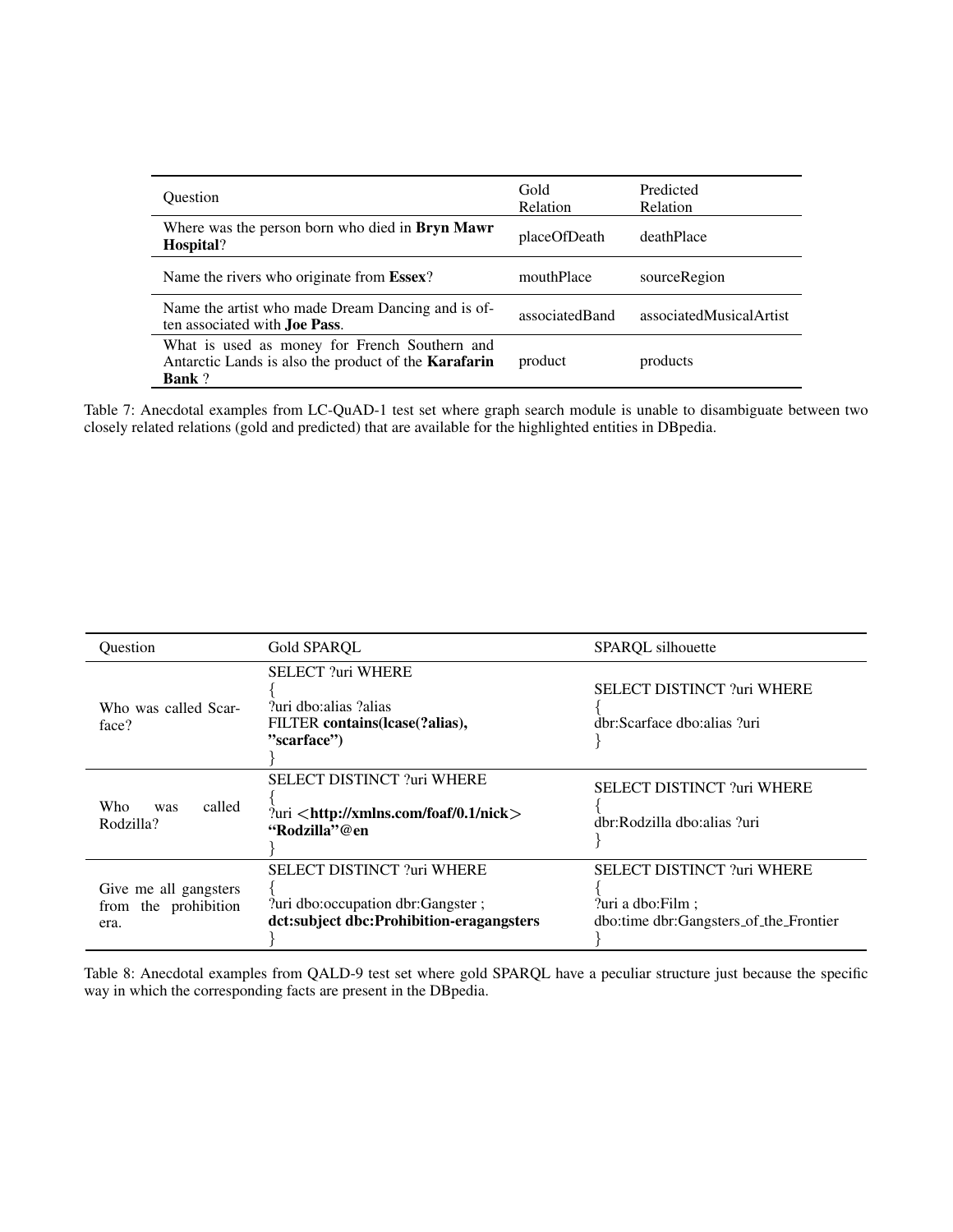| Question | Gold Relation | Predicted Relation |
|---|---|---|
| Where was the person born who died in **Bryn Mawr Hospital**? | placeOfDeath | deathPlace |
| Name the rivers who originate from **Essex**? | mouthPlace | sourceRegion |
| Name the artist who made Dream Dancing and is often associated with **Joe Pass**. | associatedBand | associatedMusicalArtist |
| What is used as money for French Southern and Antarctic Lands is also the product of the **Karafarin Bank** ? | product | products |

Table 7: Anecdotal examples from LC-QuAD-1 test set where graph search module is unable to disambiguate between two closely related relations (gold and predicted) that are available for the highlighted entities in DBpedia.

| Question | Gold SPARQL | SPARQL silhouette |
|---|---|---|
| Who was called Scarface? | SELECT ?uri WHERE { ?uri dbo:alias ?alias **FILTER contains(lcase(?alias), "scarface")** } | SELECT DISTINCT ?uri WHERE { dbr:Scarface dbo:alias ?uri } |
| Who was called Rodzilla? | SELECT DISTINCT ?uri WHERE { ?uri **<http://xmlns.com/foaf/0.1/nick> "Rodzilla"@en** } | SELECT DISTINCT ?uri WHERE { dbr:Rodzilla dbo:alias ?uri } |
| Give me all gangsters from the prohibition era. | SELECT DISTINCT ?uri WHERE { ?uri dbo:occupation dbr:Gangster ; **dct:subject dbc:Prohibition-eragangsters** } | SELECT DISTINCT ?uri WHERE { ?uri a dbo:Film ; dbo:time dbr:Gangsters_of_the_Frontier } |

Table 8: Anecdotal examples from QALD-9 test set where gold SPARQL have a peculiar structure just because the specific way in which the corresponding facts are present in the DBpedia.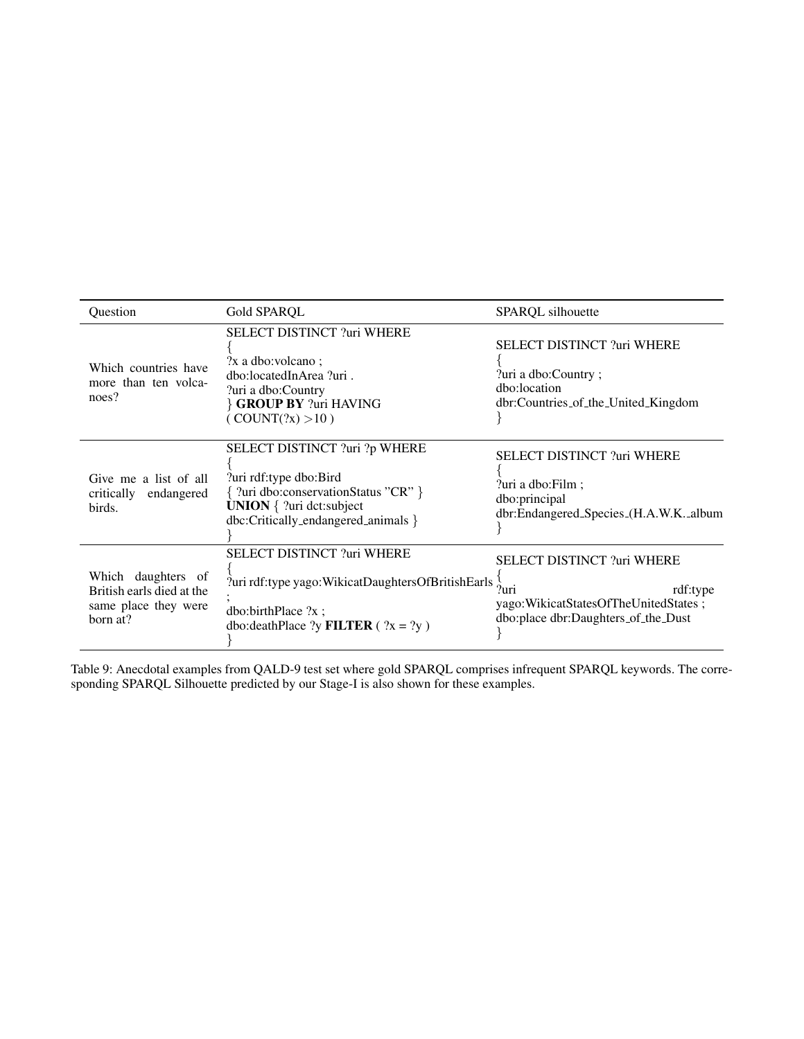| Question | Gold SPARQL | SPARQL silhouette |
| --- | --- | --- |
| Which countries have more than ten volcanoes? | SELECT DISTINCT ?uri WHERE { ?x a dbo:volcano ; dbo:locatedInArea ?uri . ?uri a dbo:Country } **GROUP BY** ?uri HAVING ( COUNT(?x) >10 ) | SELECT DISTINCT ?uri WHERE { ?uri a dbo:Country ; dbo:location dbr:Countries_of_the_United_Kingdom } |
| Give me a list of all critically endangered birds. | SELECT DISTINCT ?uri ?p WHERE { ?uri rdf:type dbo:Bird { ?uri dbo:conservationStatus "CR" } **UNION** { ?uri dct:subject dbc:Critically_endangered_animals } } | SELECT DISTINCT ?uri WHERE { ?uri a dbo:Film ; dbo:principal dbr:Endangered_Species_(H.A.W.K._album } |
| Which daughters of British earls died at the same place they were born at? | SELECT DISTINCT ?uri WHERE { ?uri rdf:type yago:WikicatDaughtersOfBritishEarls ; dbo:birthPlace ?x ; dbo:deathPlace ?y **FILTER** ( ?x = ?y ) } | SELECT DISTINCT ?uri WHERE { ?uri rdf:type yago:WikicatStatesOfTheUnitedStates ; dbo:place dbr:Daughters_of_the_Dust } |

Table 9: Anecdotal examples from QALD-9 test set where gold SPARQL comprises infrequent SPARQL keywords. The corresponding SPARQL Silhouette predicted by our Stage-I is also shown for these examples.